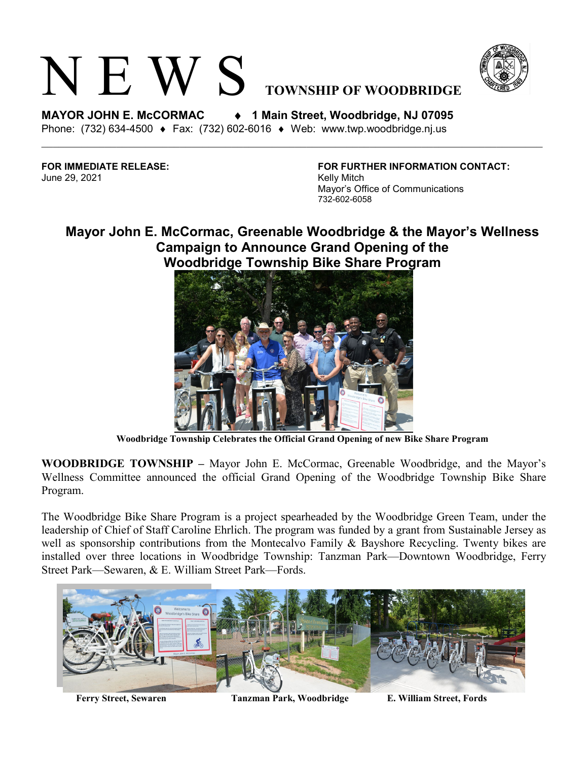# N E W S TOWNSHIP OF WOODBRIDGE

**MAYOR JOHN E. McCORMAC ♦ 1 Main Street, Woodbridge, NJ 07095**
Phone: (732) 634-4500 ♦ Fax: (732) 602-6016 ♦ Web: www.twp.woodbridge.nj.us

**FOR IMMEDIATE RELEASE:**
June 29, 2021

**FOR FURTHER INFORMATION CONTACT:**
Kelly Mitch
Mayor's Office of Communications
732-602-6058

## Mayor John E. McCormac, Greenable Woodbridge & the Mayor's Wellness Campaign to Announce Grand Opening of the Woodbridge Township Bike Share Program

**Woodbridge Township Celebrates the Official Grand Opening of new Bike Share Program**

**WOODBRIDGE TOWNSHIP –** Mayor John E. McCormac, Greenable Woodbridge, and the Mayor's Wellness Committee announced the official Grand Opening of the Woodbridge Township Bike Share Program.

The Woodbridge Bike Share Program is a project spearheaded by the Woodbridge Green Team, under the leadership of Chief of Staff Caroline Ehrlich. The program was funded by a grant from Sustainable Jersey as well as sponsorship contributions from the Montecalvo Family & Bayshore Recycling. Twenty bikes are installed over three locations in Woodbridge Township: Tanzman Park—Downtown Woodbridge, Ferry Street Park—Sewaren, & E. William Street Park—Fords.

**Ferry Street, Sewaren** **Tanzman Park, Woodbridge** **E. William Street, Fords**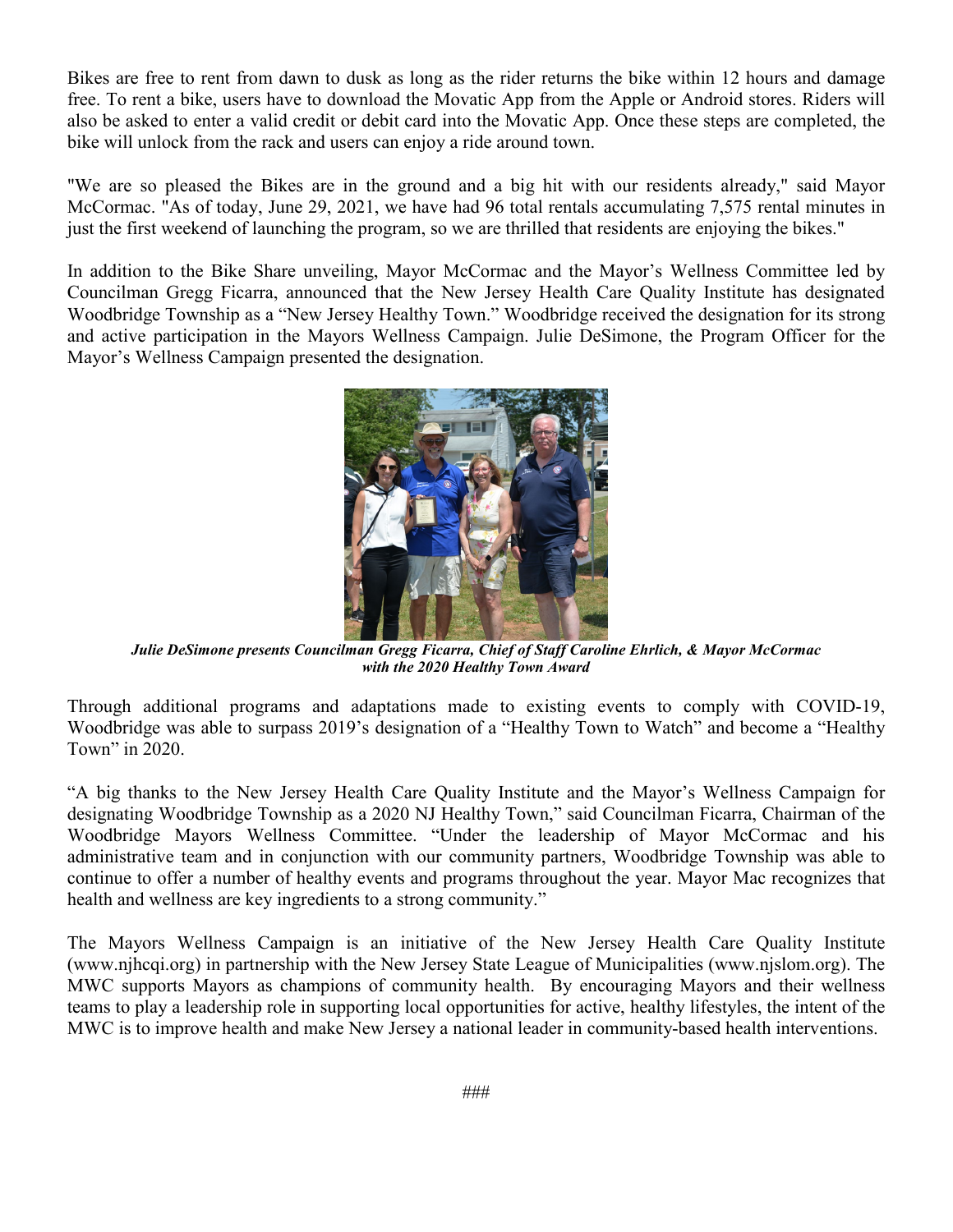Bikes are free to rent from dawn to dusk as long as the rider returns the bike within 12 hours and damage free. To rent a bike, users have to download the Movatic App from the Apple or Android stores. Riders will also be asked to enter a valid credit or debit card into the Movatic App. Once these steps are completed, the bike will unlock from the rack and users can enjoy a ride around town.

"We are so pleased the Bikes are in the ground and a big hit with our residents already," said Mayor McCormac. "As of today, June 29, 2021, we have had 96 total rentals accumulating 7,575 rental minutes in just the first weekend of launching the program, so we are thrilled that residents are enjoying the bikes."

In addition to the Bike Share unveiling, Mayor McCormac and the Mayor's Wellness Committee led by Councilman Gregg Ficarra, announced that the New Jersey Health Care Quality Institute has designated Woodbridge Township as a "New Jersey Healthy Town." Woodbridge received the designation for its strong and active participation in the Mayors Wellness Campaign. Julie DeSimone, the Program Officer for the Mayor's Wellness Campaign presented the designation.

***Julie DeSimone presents Councilman Gregg Ficarra, Chief of Staff Caroline Ehrlich, & Mayor McCormac with the 2020 Healthy Town Award***

Through additional programs and adaptations made to existing events to comply with COVID-19, Woodbridge was able to surpass 2019's designation of a "Healthy Town to Watch" and become a "Healthy Town" in 2020.

"A big thanks to the New Jersey Health Care Quality Institute and the Mayor's Wellness Campaign for designating Woodbridge Township as a 2020 NJ Healthy Town," said Councilman Ficarra, Chairman of the Woodbridge Mayors Wellness Committee. "Under the leadership of Mayor McCormac and his administrative team and in conjunction with our community partners, Woodbridge Township was able to continue to offer a number of healthy events and programs throughout the year. Mayor Mac recognizes that health and wellness are key ingredients to a strong community."

The Mayors Wellness Campaign is an initiative of the New Jersey Health Care Quality Institute (www.njhcqi.org) in partnership with the New Jersey State League of Municipalities (www.njslom.org). The MWC supports Mayors as champions of community health. By encouraging Mayors and their wellness teams to play a leadership role in supporting local opportunities for active, healthy lifestyles, the intent of the MWC is to improve health and make New Jersey a national leader in community-based health interventions.

###